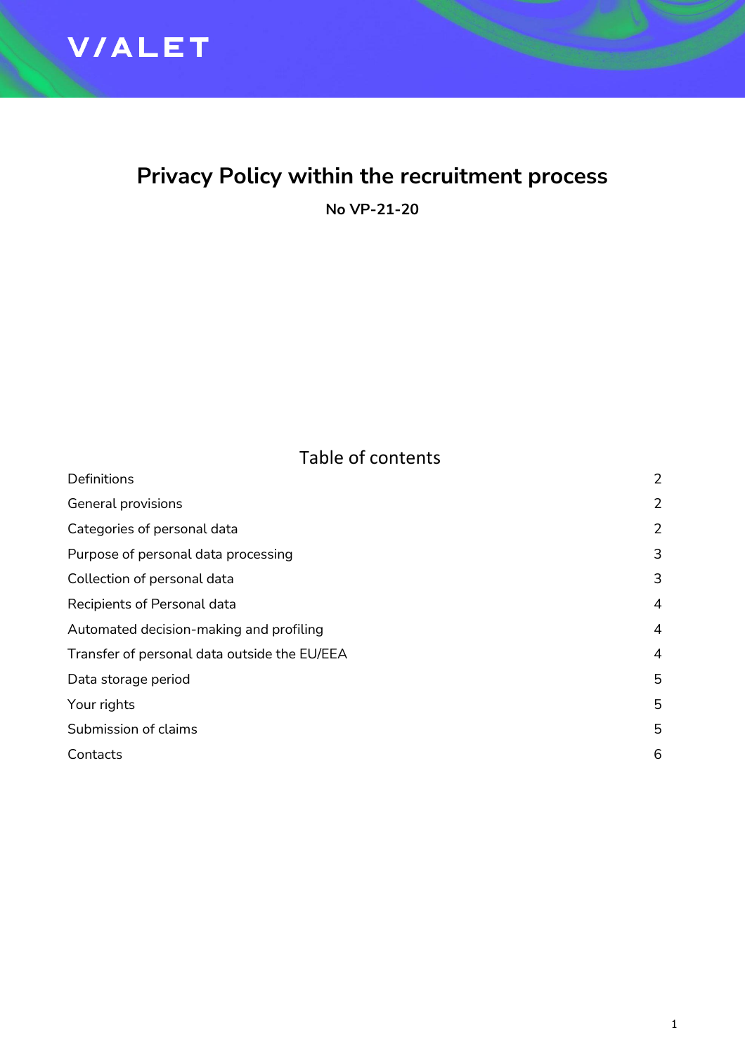V/ALET

# Privacy Policy within the recruitment process

**No VP-21-20**

## Table of contents

| | |
|---|---|
| Definitions | 2 |
| General provisions | 2 |
| Categories of personal data | 2 |
| Purpose of personal data processing | 3 |
| Collection of personal data | 3 |
| Recipients of Personal data | 4 |
| Automated decision-making and profiling | 4 |
| Transfer of personal data outside the EU/EEA | 4 |
| Data storage period | 5 |
| Your rights | 5 |
| Submission of claims | 5 |
| Contacts | 6 |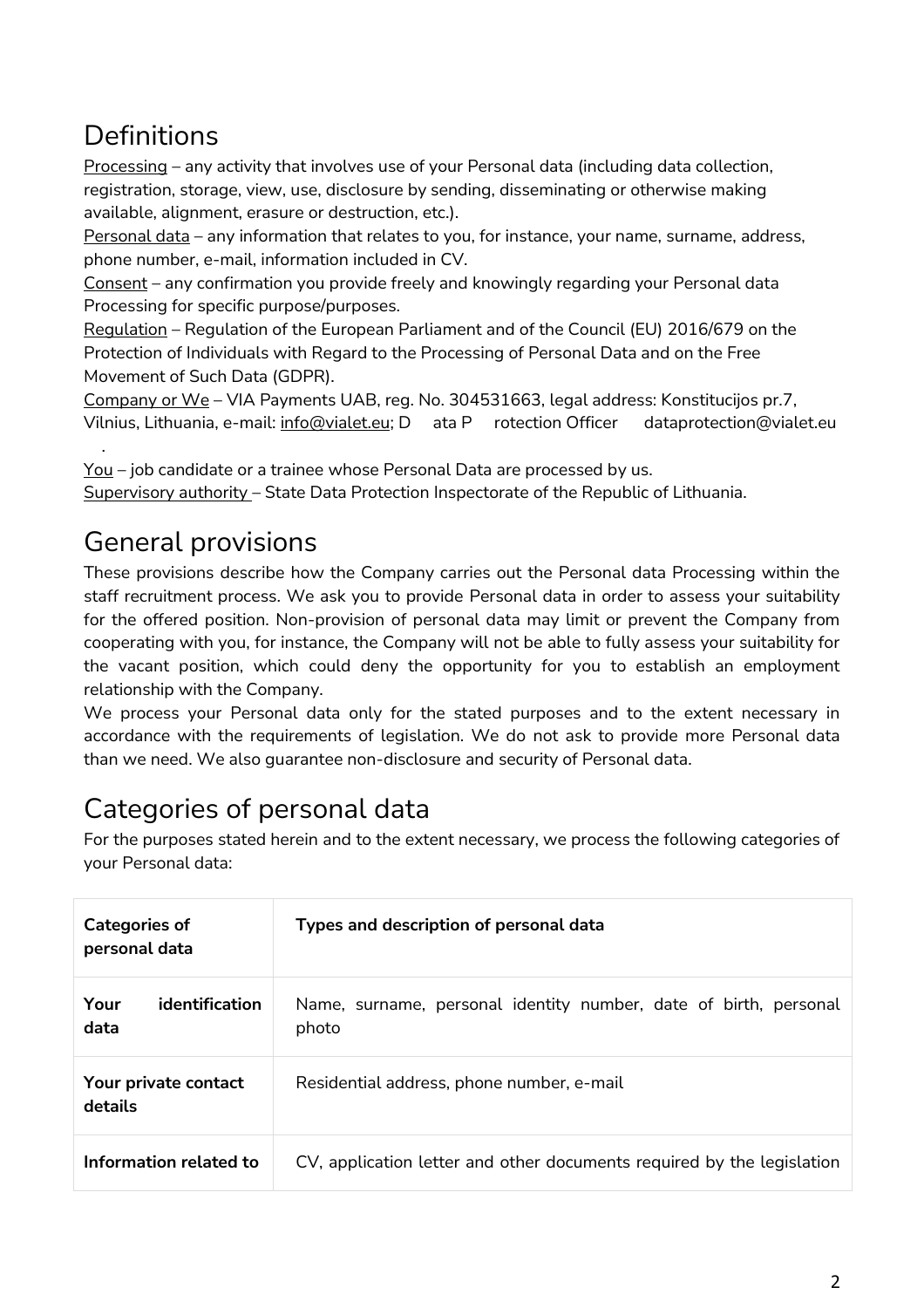## Definitions

Processing – any activity that involves use of your Personal data (including data collection, registration, storage, view, use, disclosure by sending, disseminating or otherwise making available, alignment, erasure or destruction, etc.).

Personal data – any information that relates to you, for instance, your name, surname, address, phone number, e-mail, information included in CV.

Consent – any confirmation you provide freely and knowingly regarding your Personal data Processing for specific purpose/purposes.

Regulation – Regulation of the European Parliament and of the Council (EU) 2016/679 on the Protection of Individuals with Regard to the Processing of Personal Data and on the Free Movement of Such Data (GDPR).

Company or We – VIA Payments UAB, reg. No. 304531663, legal address: Konstitucijos pr.7, Vilnius, Lithuania, e-mail: info@vialet.eu; D ata P rotection Officer dataprotection@vialet.eu .

You – job candidate or a trainee whose Personal Data are processed by us.

Supervisory authority – State Data Protection Inspectorate of the Republic of Lithuania.

## General provisions

These provisions describe how the Company carries out the Personal data Processing within the staff recruitment process. We ask you to provide Personal data in order to assess your suitability for the offered position. Non-provision of personal data may limit or prevent the Company from cooperating with you, for instance, the Company will not be able to fully assess your suitability for the vacant position, which could deny the opportunity for you to establish an employment relationship with the Company.

We process your Personal data only for the stated purposes and to the extent necessary in accordance with the requirements of legislation. We do not ask to provide more Personal data than we need. We also guarantee non-disclosure and security of Personal data.

## Categories of personal data

For the purposes stated herein and to the extent necessary, we process the following categories of your Personal data:

| Categories of personal data | Types and description of personal data |
|---|---|
| **Your identification data** | Name, surname, personal identity number, date of birth, personal photo |
| **Your private contact details** | Residential address, phone number, e-mail |
| **Information related to** | CV, application letter and other documents required by the legislation |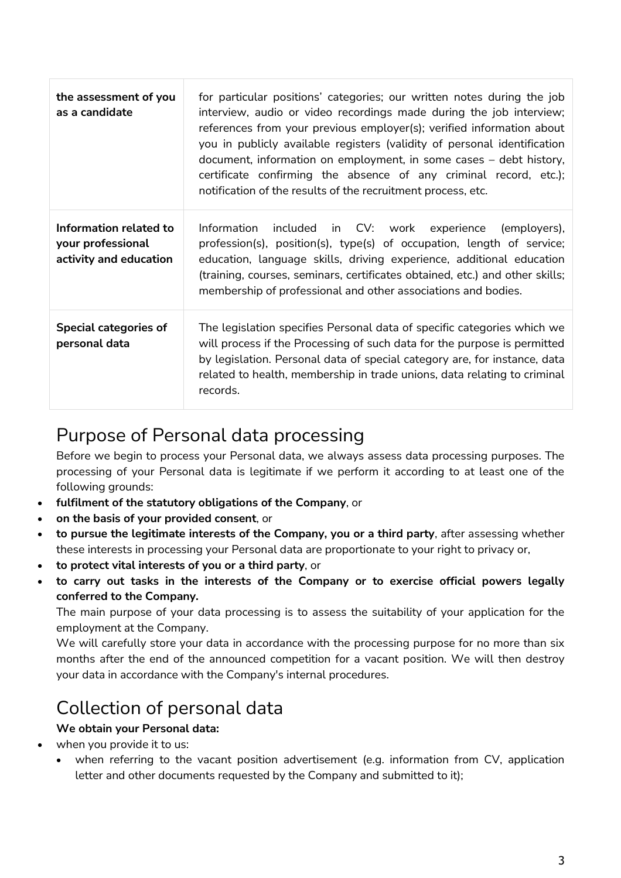| | |
|---|---|
| **the assessment of you as a candidate** | for particular positions' categories; our written notes during the job interview, audio or video recordings made during the job interview; references from your previous employer(s); verified information about you in publicly available registers (validity of personal identification document, information on employment, in some cases – debt history, certificate confirming the absence of any criminal record, etc.); notification of the results of the recruitment process, etc. |
| **Information related to your professional activity and education** | Information included in CV: work experience (employers), profession(s), position(s), type(s) of occupation, length of service; education, language skills, driving experience, additional education (training, courses, seminars, certificates obtained, etc.) and other skills; membership of professional and other associations and bodies. |
| **Special categories of personal data** | The legislation specifies Personal data of specific categories which we will process if the Processing of such data for the purpose is permitted by legislation. Personal data of special category are, for instance, data related to health, membership in trade unions, data relating to criminal records. |

# Purpose of Personal data processing

Before we begin to process your Personal data, we always assess data processing purposes. The processing of your Personal data is legitimate if we perform it according to at least one of the following grounds:

- **fulfilment of the statutory obligations of the Company**, or
- **on the basis of your provided consent**, or
- **to pursue the legitimate interests of the Company, you or a third party**, after assessing whether these interests in processing your Personal data are proportionate to your right to privacy or,
- **to protect vital interests of you or a third party**, or
- **to carry out tasks in the interests of the Company or to exercise official powers legally conferred to the Company.**

The main purpose of your data processing is to assess the suitability of your application for the employment at the Company.

We will carefully store your data in accordance with the processing purpose for no more than six months after the end of the announced competition for a vacant position. We will then destroy your data in accordance with the Company's internal procedures.

# Collection of personal data

**We obtain your Personal data:**

- when you provide it to us:
  - when referring to the vacant position advertisement (e.g. information from CV, application letter and other documents requested by the Company and submitted to it);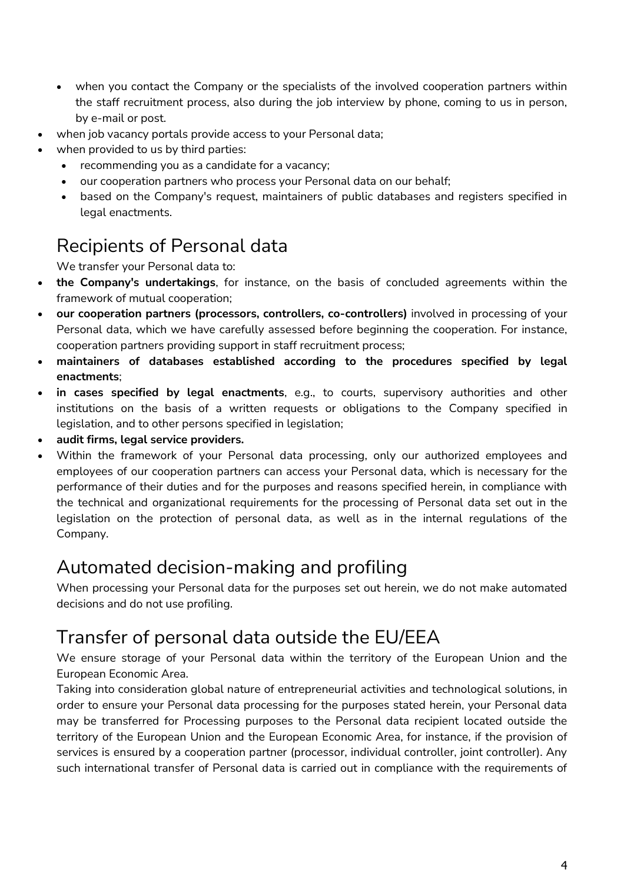- when you contact the Company or the specialists of the involved cooperation partners within the staff recruitment process, also during the job interview by phone, coming to us in person, by e-mail or post.
- when job vacancy portals provide access to your Personal data;
- when provided to us by third parties:
  - recommending you as a candidate for a vacancy;
  - our cooperation partners who process your Personal data on our behalf;
  - based on the Company's request, maintainers of public databases and registers specified in legal enactments.

## Recipients of Personal data

We transfer your Personal data to:

- **the Company's undertakings**, for instance, on the basis of concluded agreements within the framework of mutual cooperation;
- **our cooperation partners (processors, controllers, co-controllers)** involved in processing of your Personal data, which we have carefully assessed before beginning the cooperation. For instance, cooperation partners providing support in staff recruitment process;
- **maintainers of databases established according to the procedures specified by legal enactments**;
- **in cases specified by legal enactments**, e.g., to courts, supervisory authorities and other institutions on the basis of a written requests or obligations to the Company specified in legislation, and to other persons specified in legislation;
- **audit firms, legal service providers.**
- Within the framework of your Personal data processing, only our authorized employees and employees of our cooperation partners can access your Personal data, which is necessary for the performance of their duties and for the purposes and reasons specified herein, in compliance with the technical and organizational requirements for the processing of Personal data set out in the legislation on the protection of personal data, as well as in the internal regulations of the Company.

## Automated decision-making and profiling

When processing your Personal data for the purposes set out herein, we do not make automated decisions and do not use profiling.

## Transfer of personal data outside the EU/EEA

We ensure storage of your Personal data within the territory of the European Union and the European Economic Area.

Taking into consideration global nature of entrepreneurial activities and technological solutions, in order to ensure your Personal data processing for the purposes stated herein, your Personal data may be transferred for Processing purposes to the Personal data recipient located outside the territory of the European Union and the European Economic Area, for instance, if the provision of services is ensured by a cooperation partner (processor, individual controller, joint controller). Any such international transfer of Personal data is carried out in compliance with the requirements of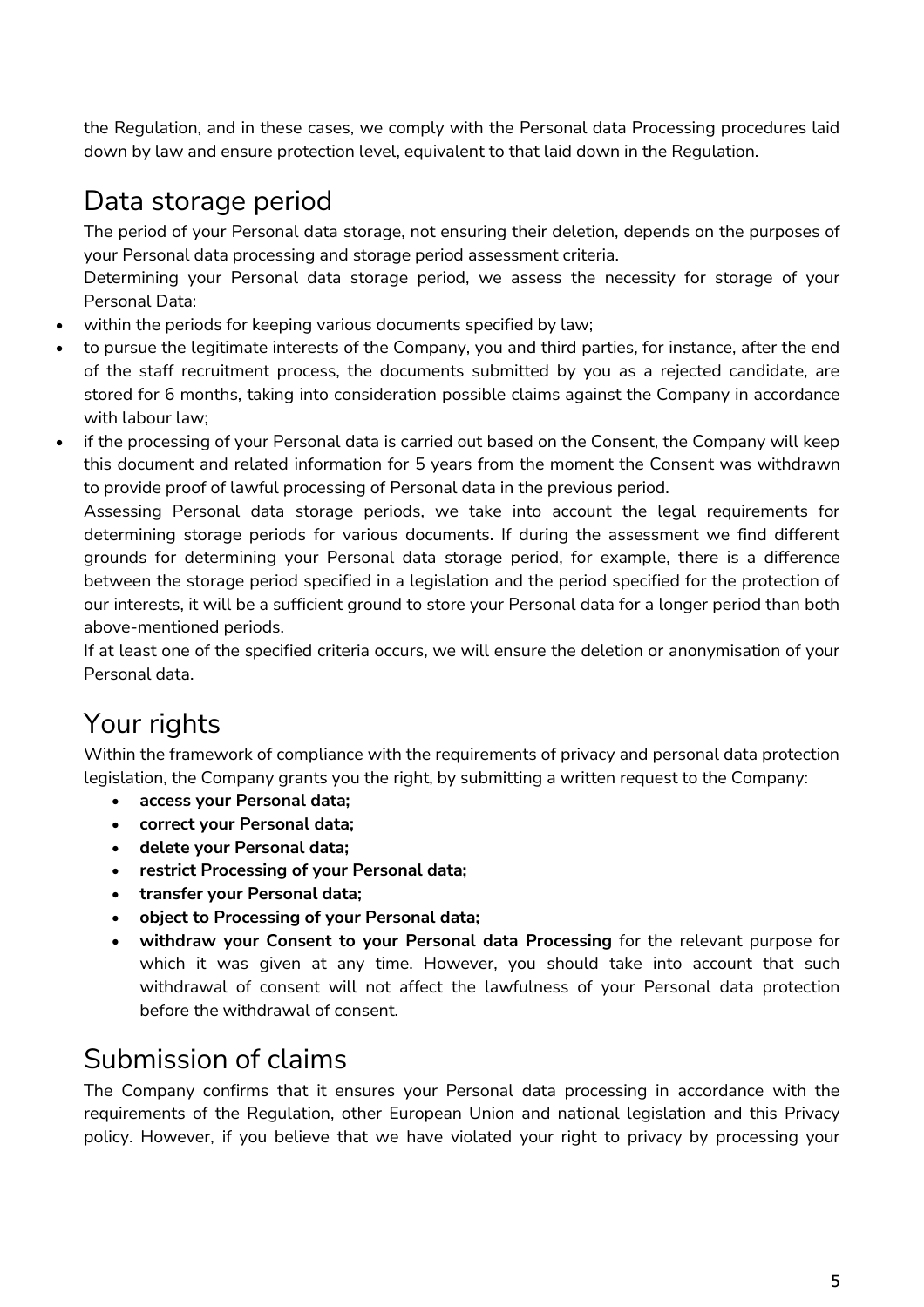the Regulation, and in these cases, we comply with the Personal data Processing procedures laid down by law and ensure protection level, equivalent to that laid down in the Regulation.

## Data storage period

The period of your Personal data storage, not ensuring their deletion, depends on the purposes of your Personal data processing and storage period assessment criteria.

Determining your Personal data storage period, we assess the necessity for storage of your Personal Data:

- within the periods for keeping various documents specified by law;
- to pursue the legitimate interests of the Company, you and third parties, for instance, after the end of the staff recruitment process, the documents submitted by you as a rejected candidate, are stored for 6 months, taking into consideration possible claims against the Company in accordance with labour law;
- if the processing of your Personal data is carried out based on the Consent, the Company will keep this document and related information for 5 years from the moment the Consent was withdrawn to provide proof of lawful processing of Personal data in the previous period.

Assessing Personal data storage periods, we take into account the legal requirements for determining storage periods for various documents. If during the assessment we find different grounds for determining your Personal data storage period, for example, there is a difference between the storage period specified in a legislation and the period specified for the protection of our interests, it will be a sufficient ground to store your Personal data for a longer period than both above-mentioned periods.

If at least one of the specified criteria occurs, we will ensure the deletion or anonymisation of your Personal data.

## Your rights

Within the framework of compliance with the requirements of privacy and personal data protection legislation, the Company grants you the right, by submitting a written request to the Company:

- **access your Personal data;**
- **correct your Personal data;**
- **delete your Personal data;**
- **restrict Processing of your Personal data;**
- **transfer your Personal data;**
- **object to Processing of your Personal data;**
- **withdraw your Consent to your Personal data Processing** for the relevant purpose for which it was given at any time. However, you should take into account that such withdrawal of consent will not affect the lawfulness of your Personal data protection before the withdrawal of consent.

## Submission of claims

The Company confirms that it ensures your Personal data processing in accordance with the requirements of the Regulation, other European Union and national legislation and this Privacy policy. However, if you believe that we have violated your right to privacy by processing your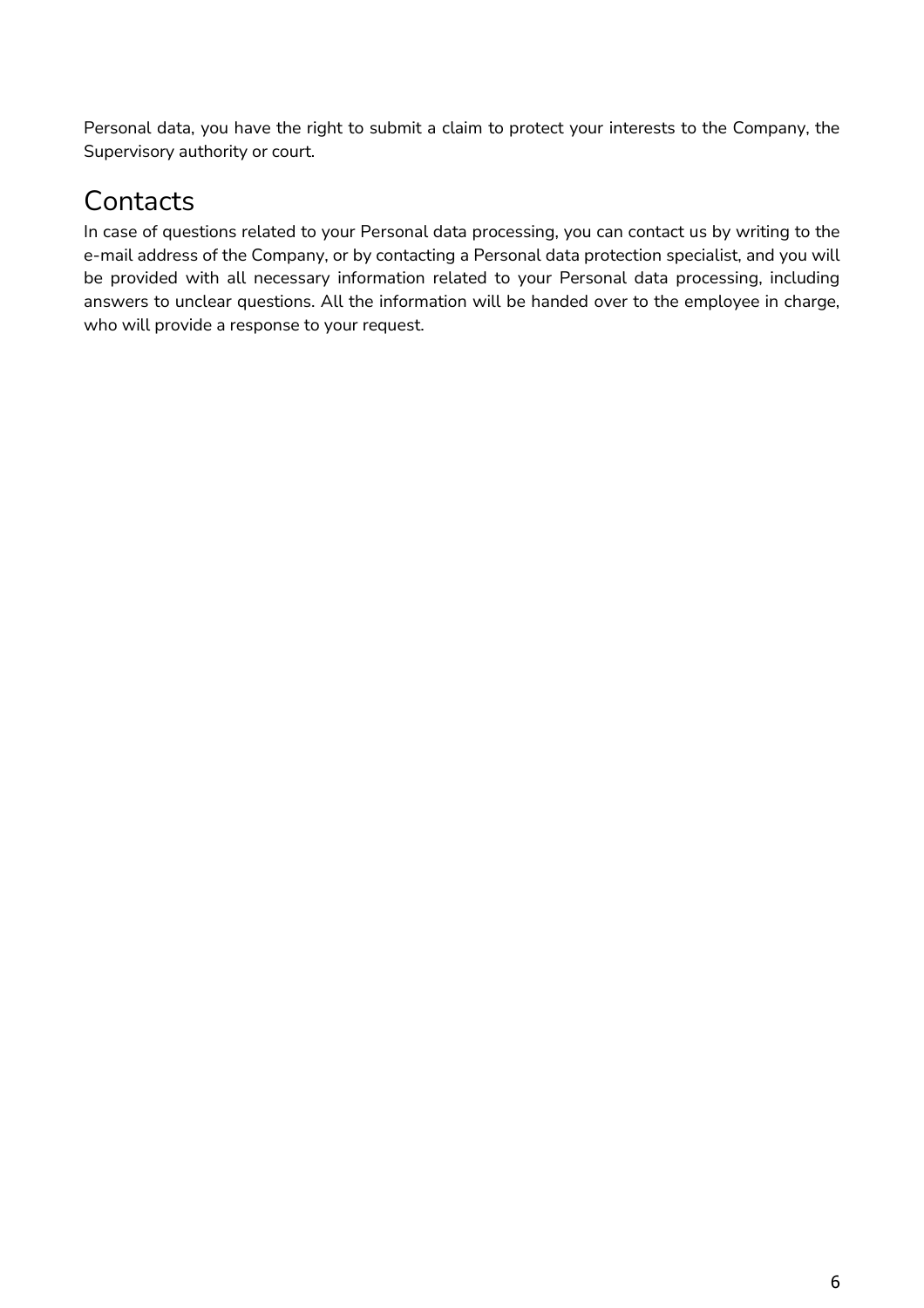Personal data, you have the right to submit a claim to protect your interests to the Company, the Supervisory authority or court.

## Contacts

In case of questions related to your Personal data processing, you can contact us by writing to the e-mail address of the Company, or by contacting a Personal data protection specialist, and you will be provided with all necessary information related to your Personal data processing, including answers to unclear questions. All the information will be handed over to the employee in charge, who will provide a response to your request.